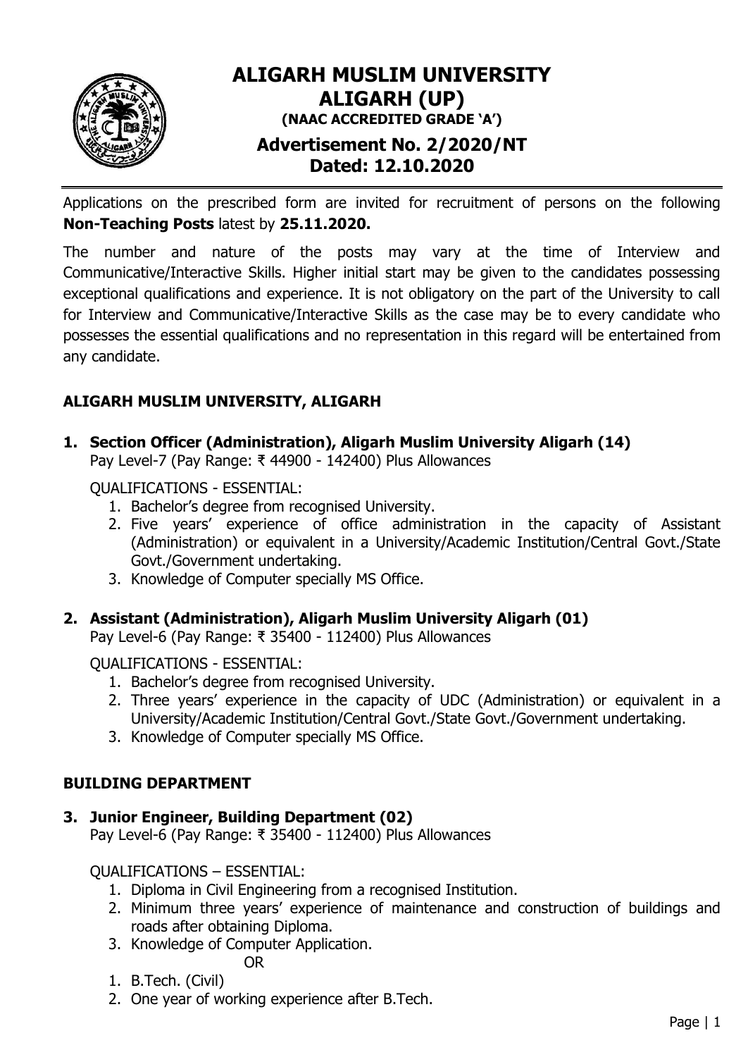# ALIGARH MUSLIM UNIVERSITY
## ALIGARH (UP)
### (NAAC ACCREDITED GRADE 'A')
## Advertisement No. 2/2020/NT
## Dated: 12.10.2020

Applications on the prescribed form are invited for recruitment of persons on the following **Non-Teaching Posts** latest by **25.11.2020.**

The number and nature of the posts may vary at the time of Interview and Communicative/Interactive Skills. Higher initial start may be given to the candidates possessing exceptional qualifications and experience. It is not obligatory on the part of the University to call for Interview and Communicative/Interactive Skills as the case may be to every candidate who possesses the essential qualifications and no representation in this regard will be entertained from any candidate.

### ALIGARH MUSLIM UNIVERSITY, ALIGARH

**1. Section Officer (Administration), Aligarh Muslim University Aligarh (14)**
Pay Level-7 (Pay Range: ₹ 44900 - 142400) Plus Allowances

QUALIFICATIONS - ESSENTIAL:

1. Bachelor's degree from recognised University.
2. Five years' experience of office administration in the capacity of Assistant (Administration) or equivalent in a University/Academic Institution/Central Govt./State Govt./Government undertaking.
3. Knowledge of Computer specially MS Office.

**2. Assistant (Administration), Aligarh Muslim University Aligarh (01)**
Pay Level-6 (Pay Range: ₹ 35400 - 112400) Plus Allowances

QUALIFICATIONS - ESSENTIAL:

1. Bachelor's degree from recognised University.
2. Three years' experience in the capacity of UDC (Administration) or equivalent in a University/Academic Institution/Central Govt./State Govt./Government undertaking.
3. Knowledge of Computer specially MS Office.

### BUILDING DEPARTMENT

**3. Junior Engineer, Building Department (02)**
Pay Level-6 (Pay Range: ₹ 35400 - 112400) Plus Allowances

QUALIFICATIONS – ESSENTIAL:

1. Diploma in Civil Engineering from a recognised Institution.
2. Minimum three years' experience of maintenance and construction of buildings and roads after obtaining Diploma.
3. Knowledge of Computer Application.

OR

1. B.Tech. (Civil)
2. One year of working experience after B.Tech.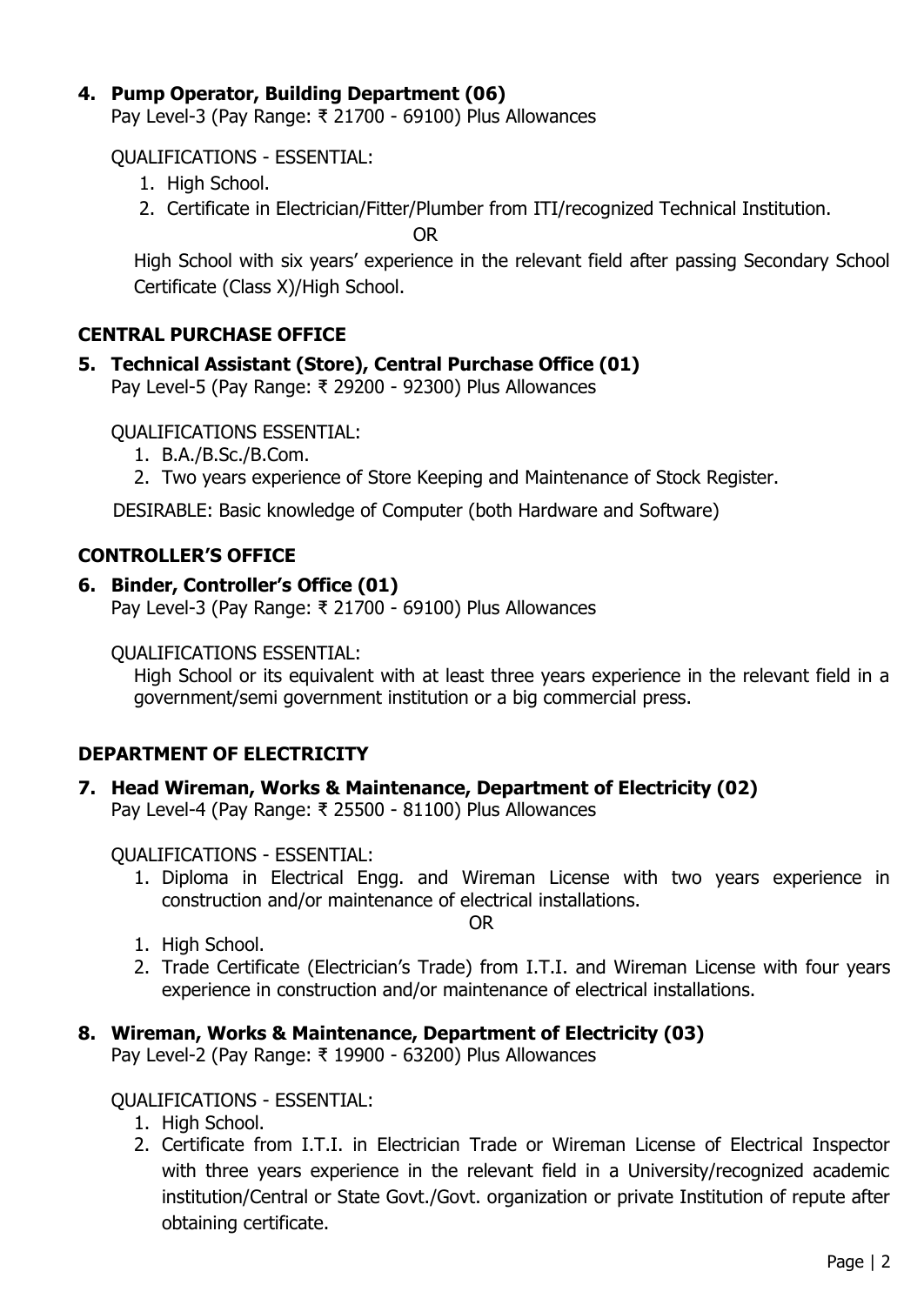**4. Pump Operator, Building Department (06)**
Pay Level-3 (Pay Range: ₹ 21700 - 69100) Plus Allowances

QUALIFICATIONS - ESSENTIAL:

1. High School.
2. Certificate in Electrician/Fitter/Plumber from ITI/recognized Technical Institution.

OR

High School with six years' experience in the relevant field after passing Secondary School Certificate (Class X)/High School.

## CENTRAL PURCHASE OFFICE

**5. Technical Assistant (Store), Central Purchase Office (01)**
Pay Level-5 (Pay Range: ₹ 29200 - 92300) Plus Allowances

QUALIFICATIONS ESSENTIAL:

1. B.A./B.Sc./B.Com.
2. Two years experience of Store Keeping and Maintenance of Stock Register.

DESIRABLE: Basic knowledge of Computer (both Hardware and Software)

## CONTROLLER'S OFFICE

**6. Binder, Controller's Office (01)**
Pay Level-3 (Pay Range: ₹ 21700 - 69100) Plus Allowances

QUALIFICATIONS ESSENTIAL:

High School or its equivalent with at least three years experience in the relevant field in a government/semi government institution or a big commercial press.

## DEPARTMENT OF ELECTRICITY

**7. Head Wireman, Works & Maintenance, Department of Electricity (02)**
Pay Level-4 (Pay Range: ₹ 25500 - 81100) Plus Allowances

QUALIFICATIONS - ESSENTIAL:

1. Diploma in Electrical Engg. and Wireman License with two years experience in construction and/or maintenance of electrical installations.

OR

1. High School.
2. Trade Certificate (Electrician's Trade) from I.T.I. and Wireman License with four years experience in construction and/or maintenance of electrical installations.

**8. Wireman, Works & Maintenance, Department of Electricity (03)**
Pay Level-2 (Pay Range: ₹ 19900 - 63200) Plus Allowances

QUALIFICATIONS - ESSENTIAL:

1. High School.
2. Certificate from I.T.I. in Electrician Trade or Wireman License of Electrical Inspector with three years experience in the relevant field in a University/recognized academic institution/Central or State Govt./Govt. organization or private Institution of repute after obtaining certificate.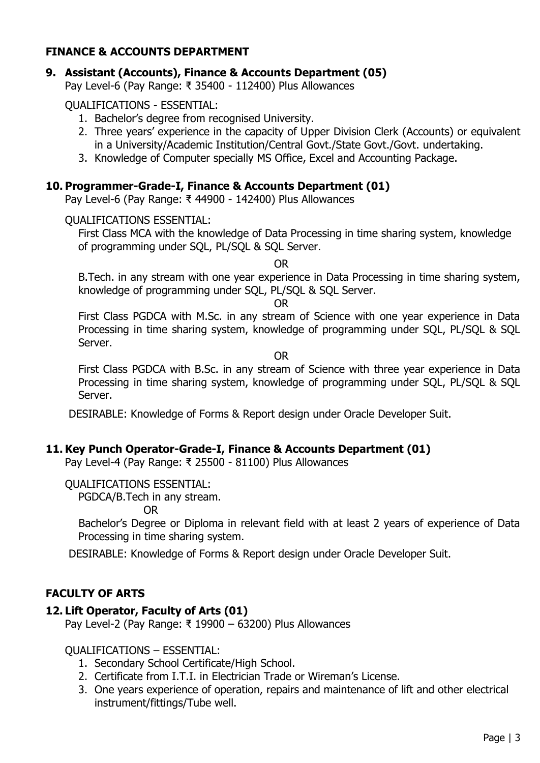## FINANCE & ACCOUNTS DEPARTMENT

### 9. Assistant (Accounts), Finance & Accounts Department (05)

Pay Level-6 (Pay Range: ₹ 35400 - 112400) Plus Allowances

QUALIFICATIONS - ESSENTIAL:

1. Bachelor's degree from recognised University.
2. Three years' experience in the capacity of Upper Division Clerk (Accounts) or equivalent in a University/Academic Institution/Central Govt./State Govt./Govt. undertaking.
3. Knowledge of Computer specially MS Office, Excel and Accounting Package.

### 10. Programmer-Grade-I, Finance & Accounts Department (01)

Pay Level-6 (Pay Range: ₹ 44900 - 142400) Plus Allowances

QUALIFICATIONS ESSENTIAL:

First Class MCA with the knowledge of Data Processing in time sharing system, knowledge of programming under SQL, PL/SQL & SQL Server.

OR

B.Tech. in any stream with one year experience in Data Processing in time sharing system, knowledge of programming under SQL, PL/SQL & SQL Server.

OR

First Class PGDCA with M.Sc. in any stream of Science with one year experience in Data Processing in time sharing system, knowledge of programming under SQL, PL/SQL & SQL Server.

OR

First Class PGDCA with B.Sc. in any stream of Science with three year experience in Data Processing in time sharing system, knowledge of programming under SQL, PL/SQL & SQL Server.

DESIRABLE: Knowledge of Forms & Report design under Oracle Developer Suit.

### 11. Key Punch Operator-Grade-I, Finance & Accounts Department (01)

Pay Level-4 (Pay Range: ₹ 25500 - 81100) Plus Allowances

QUALIFICATIONS ESSENTIAL:

PGDCA/B.Tech in any stream.

OR

Bachelor's Degree or Diploma in relevant field with at least 2 years of experience of Data Processing in time sharing system.

DESIRABLE: Knowledge of Forms & Report design under Oracle Developer Suit.

## FACULTY OF ARTS

### 12. Lift Operator, Faculty of Arts (01)

Pay Level-2 (Pay Range: ₹ 19900 – 63200) Plus Allowances

QUALIFICATIONS – ESSENTIAL:

1. Secondary School Certificate/High School.
2. Certificate from I.T.I. in Electrician Trade or Wireman's License.
3. One years experience of operation, repairs and maintenance of lift and other electrical instrument/fittings/Tube well.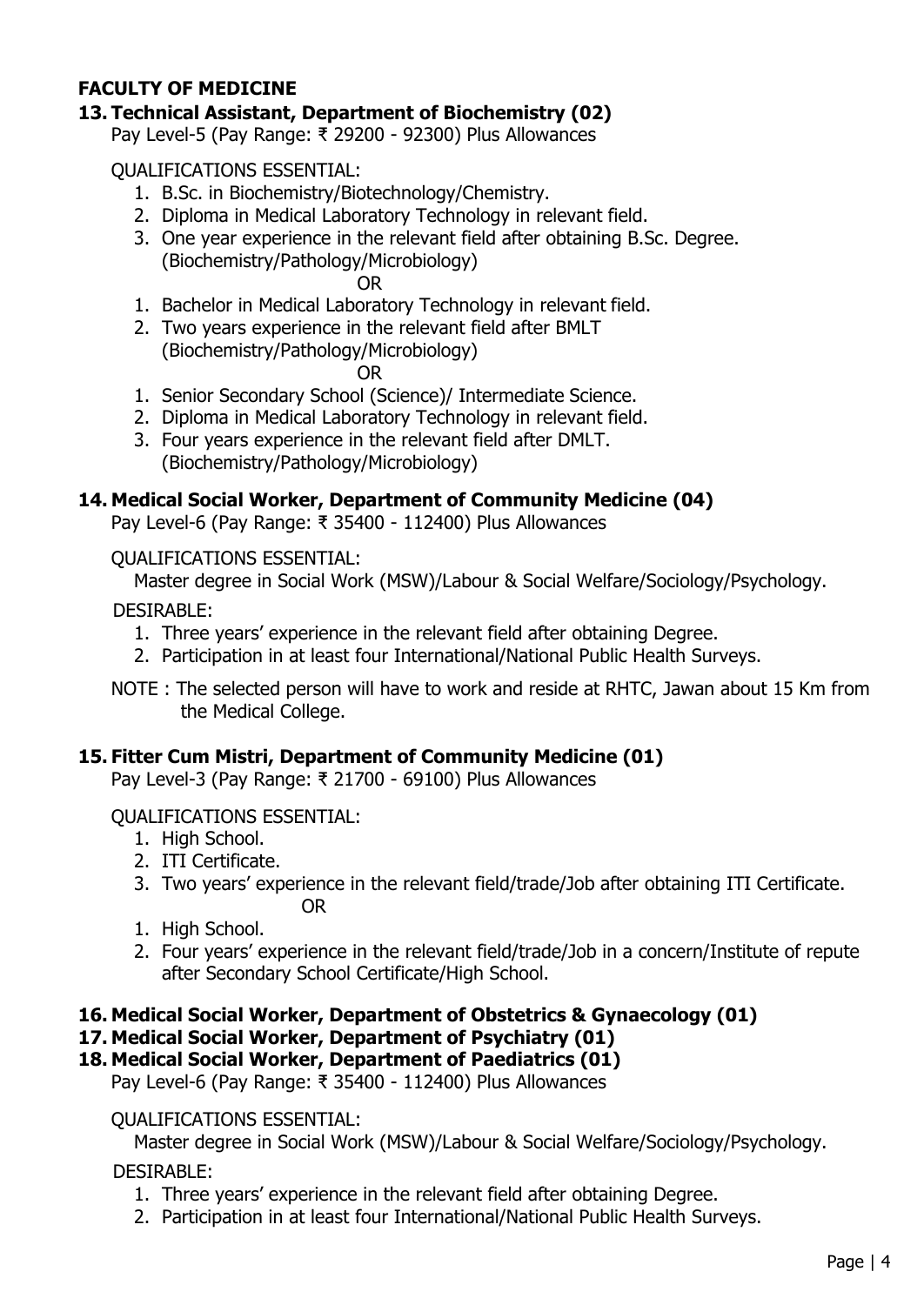## FACULTY OF MEDICINE

### 13. Technical Assistant, Department of Biochemistry (02)

Pay Level-5 (Pay Range: ₹ 29200 - 92300) Plus Allowances

QUALIFICATIONS ESSENTIAL:

1. B.Sc. in Biochemistry/Biotechnology/Chemistry.
2. Diploma in Medical Laboratory Technology in relevant field.
3. One year experience in the relevant field after obtaining B.Sc. Degree. (Biochemistry/Pathology/Microbiology)

OR

1. Bachelor in Medical Laboratory Technology in relevant field.
2. Two years experience in the relevant field after BMLT (Biochemistry/Pathology/Microbiology)

OR

1. Senior Secondary School (Science)/ Intermediate Science.
2. Diploma in Medical Laboratory Technology in relevant field.
3. Four years experience in the relevant field after DMLT. (Biochemistry/Pathology/Microbiology)

### 14. Medical Social Worker, Department of Community Medicine (04)

Pay Level-6 (Pay Range: ₹ 35400 - 112400) Plus Allowances

QUALIFICATIONS ESSENTIAL:

Master degree in Social Work (MSW)/Labour & Social Welfare/Sociology/Psychology.

DESIRABLE:

1. Three years' experience in the relevant field after obtaining Degree.
2. Participation in at least four International/National Public Health Surveys.

NOTE : The selected person will have to work and reside at RHTC, Jawan about 15 Km from the Medical College.

### 15. Fitter Cum Mistri, Department of Community Medicine (01)

Pay Level-3 (Pay Range: ₹ 21700 - 69100) Plus Allowances

QUALIFICATIONS ESSENTIAL:

1. High School.
2. ITI Certificate.
3. Two years' experience in the relevant field/trade/Job after obtaining ITI Certificate.

OR

1. High School.
2. Four years' experience in the relevant field/trade/Job in a concern/Institute of repute after Secondary School Certificate/High School.

### 16. Medical Social Worker, Department of Obstetrics & Gynaecology (01)

### 17. Medical Social Worker, Department of Psychiatry (01)

### 18. Medical Social Worker, Department of Paediatrics (01)

Pay Level-6 (Pay Range: ₹ 35400 - 112400) Plus Allowances

QUALIFICATIONS ESSENTIAL:

Master degree in Social Work (MSW)/Labour & Social Welfare/Sociology/Psychology.

DESIRABLE:

1. Three years' experience in the relevant field after obtaining Degree.
2. Participation in at least four International/National Public Health Surveys.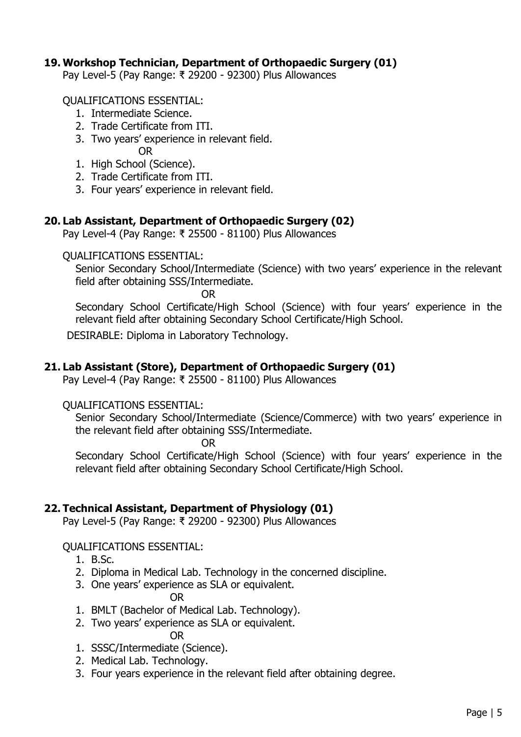### 19. Workshop Technician, Department of Orthopaedic Surgery (01)

Pay Level-5 (Pay Range: ₹ 29200 - 92300) Plus Allowances

QUALIFICATIONS ESSENTIAL:

1. Intermediate Science.
2. Trade Certificate from ITI.
3. Two years' experience in relevant field.

OR

1. High School (Science).
2. Trade Certificate from ITI.
3. Four years' experience in relevant field.

### 20. Lab Assistant, Department of Orthopaedic Surgery (02)

Pay Level-4 (Pay Range: ₹ 25500 - 81100) Plus Allowances

QUALIFICATIONS ESSENTIAL:

Senior Secondary School/Intermediate (Science) with two years' experience in the relevant field after obtaining SSS/Intermediate.

OR

Secondary School Certificate/High School (Science) with four years' experience in the relevant field after obtaining Secondary School Certificate/High School.

DESIRABLE: Diploma in Laboratory Technology.

### 21. Lab Assistant (Store), Department of Orthopaedic Surgery (01)

Pay Level-4 (Pay Range: ₹ 25500 - 81100) Plus Allowances

QUALIFICATIONS ESSENTIAL:

Senior Secondary School/Intermediate (Science/Commerce) with two years' experience in the relevant field after obtaining SSS/Intermediate.

OR

Secondary School Certificate/High School (Science) with four years' experience in the relevant field after obtaining Secondary School Certificate/High School.

### 22. Technical Assistant, Department of Physiology (01)

Pay Level-5 (Pay Range: ₹ 29200 - 92300) Plus Allowances

QUALIFICATIONS ESSENTIAL:

1. B.Sc.
2. Diploma in Medical Lab. Technology in the concerned discipline.
3. One years' experience as SLA or equivalent.

OR

1. BMLT (Bachelor of Medical Lab. Technology).
2. Two years' experience as SLA or equivalent.

OR

1. SSSC/Intermediate (Science).
2. Medical Lab. Technology.
3. Four years experience in the relevant field after obtaining degree.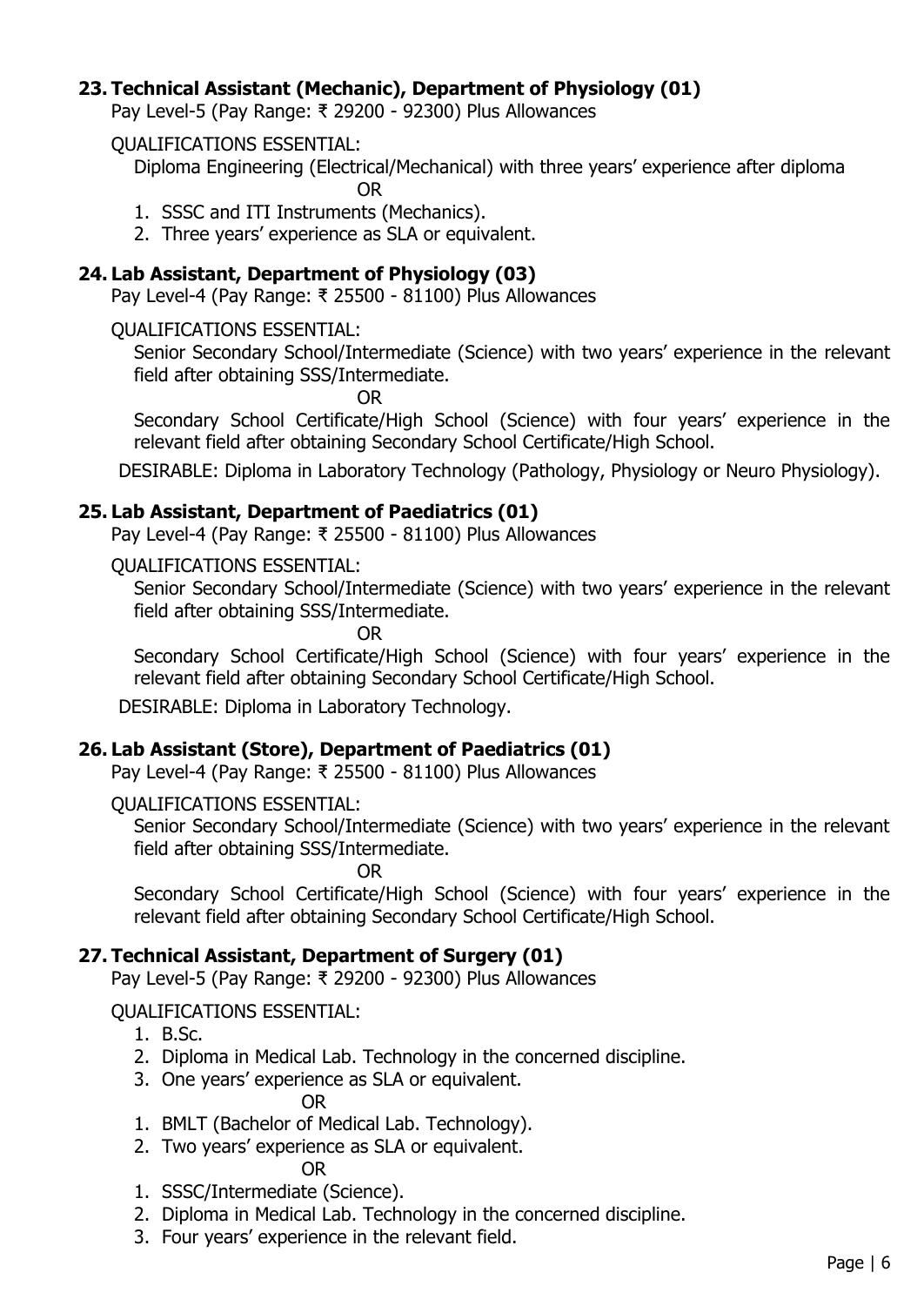### 23. Technical Assistant (Mechanic), Department of Physiology (01)

Pay Level-5 (Pay Range: ₹ 29200 - 92300) Plus Allowances

QUALIFICATIONS ESSENTIAL:

Diploma Engineering (Electrical/Mechanical) with three years' experience after diploma

OR

1. SSSC and ITI Instruments (Mechanics).
2. Three years' experience as SLA or equivalent.

### 24. Lab Assistant, Department of Physiology (03)

Pay Level-4 (Pay Range: ₹ 25500 - 81100) Plus Allowances

QUALIFICATIONS ESSENTIAL:

Senior Secondary School/Intermediate (Science) with two years' experience in the relevant field after obtaining SSS/Intermediate.

OR

Secondary School Certificate/High School (Science) with four years' experience in the relevant field after obtaining Secondary School Certificate/High School.

DESIRABLE: Diploma in Laboratory Technology (Pathology, Physiology or Neuro Physiology).

### 25. Lab Assistant, Department of Paediatrics (01)

Pay Level-4 (Pay Range: ₹ 25500 - 81100) Plus Allowances

QUALIFICATIONS ESSENTIAL:

Senior Secondary School/Intermediate (Science) with two years' experience in the relevant field after obtaining SSS/Intermediate.

OR

Secondary School Certificate/High School (Science) with four years' experience in the relevant field after obtaining Secondary School Certificate/High School.

DESIRABLE: Diploma in Laboratory Technology.

### 26. Lab Assistant (Store), Department of Paediatrics (01)

Pay Level-4 (Pay Range: ₹ 25500 - 81100) Plus Allowances

QUALIFICATIONS ESSENTIAL:

Senior Secondary School/Intermediate (Science) with two years' experience in the relevant field after obtaining SSS/Intermediate.

OR

Secondary School Certificate/High School (Science) with four years' experience in the relevant field after obtaining Secondary School Certificate/High School.

### 27. Technical Assistant, Department of Surgery (01)

Pay Level-5 (Pay Range: ₹ 29200 - 92300) Plus Allowances

QUALIFICATIONS ESSENTIAL:

1. B.Sc.
2. Diploma in Medical Lab. Technology in the concerned discipline.
3. One years' experience as SLA or equivalent.

OR

1. BMLT (Bachelor of Medical Lab. Technology).
2. Two years' experience as SLA or equivalent.

OR

1. SSSC/Intermediate (Science).
2. Diploma in Medical Lab. Technology in the concerned discipline.
3. Four years' experience in the relevant field.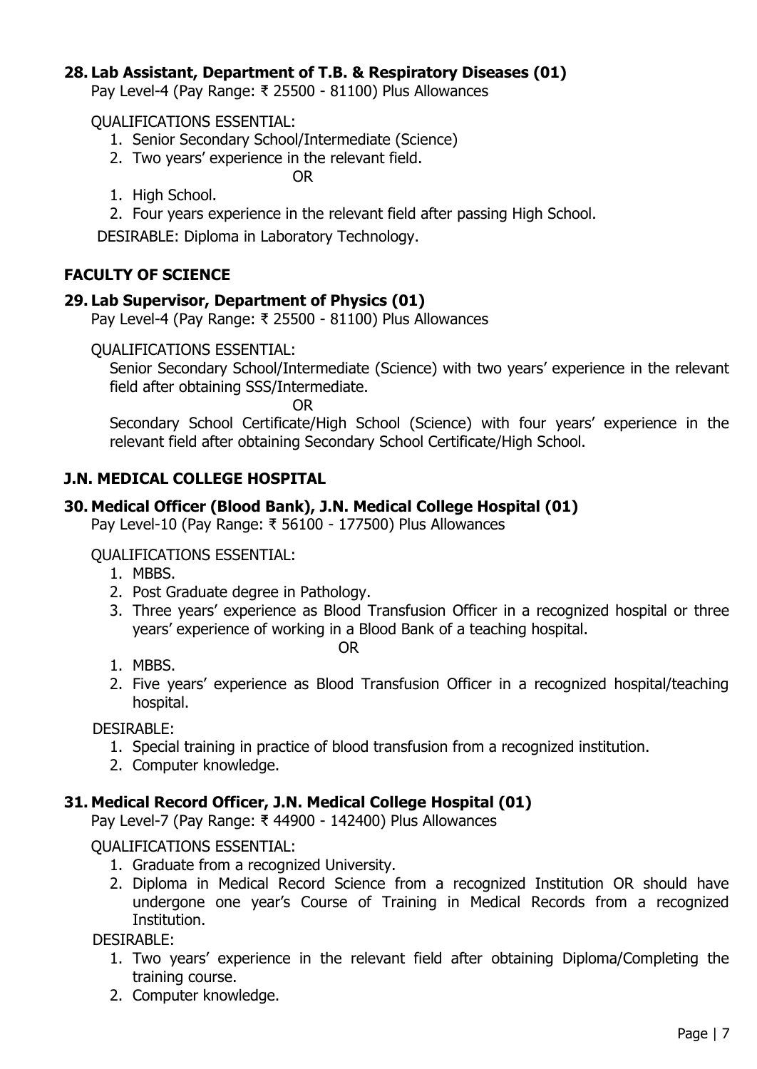### 28. Lab Assistant, Department of T.B. & Respiratory Diseases (01)

Pay Level-4 (Pay Range: ₹ 25500 - 81100) Plus Allowances

QUALIFICATIONS ESSENTIAL:

1. Senior Secondary School/Intermediate (Science)
2. Two years' experience in the relevant field.

OR

1. High School.
2. Four years experience in the relevant field after passing High School.

DESIRABLE: Diploma in Laboratory Technology.

## FACULTY OF SCIENCE

### 29. Lab Supervisor, Department of Physics (01)

Pay Level-4 (Pay Range: ₹ 25500 - 81100) Plus Allowances

QUALIFICATIONS ESSENTIAL:

Senior Secondary School/Intermediate (Science) with two years' experience in the relevant field after obtaining SSS/Intermediate.

OR

Secondary School Certificate/High School (Science) with four years' experience in the relevant field after obtaining Secondary School Certificate/High School.

## J.N. MEDICAL COLLEGE HOSPITAL

### 30. Medical Officer (Blood Bank), J.N. Medical College Hospital (01)

Pay Level-10 (Pay Range: ₹ 56100 - 177500) Plus Allowances

QUALIFICATIONS ESSENTIAL:

1. MBBS.
2. Post Graduate degree in Pathology.
3. Three years' experience as Blood Transfusion Officer in a recognized hospital or three years' experience of working in a Blood Bank of a teaching hospital.

OR

1. MBBS.
2. Five years' experience as Blood Transfusion Officer in a recognized hospital/teaching hospital.

DESIRABLE:

1. Special training in practice of blood transfusion from a recognized institution.
2. Computer knowledge.

### 31. Medical Record Officer, J.N. Medical College Hospital (01)

Pay Level-7 (Pay Range: ₹ 44900 - 142400) Plus Allowances

QUALIFICATIONS ESSENTIAL:

1. Graduate from a recognized University.
2. Diploma in Medical Record Science from a recognized Institution OR should have undergone one year's Course of Training in Medical Records from a recognized Institution.

DESIRABLE:

1. Two years' experience in the relevant field after obtaining Diploma/Completing the training course.
2. Computer knowledge.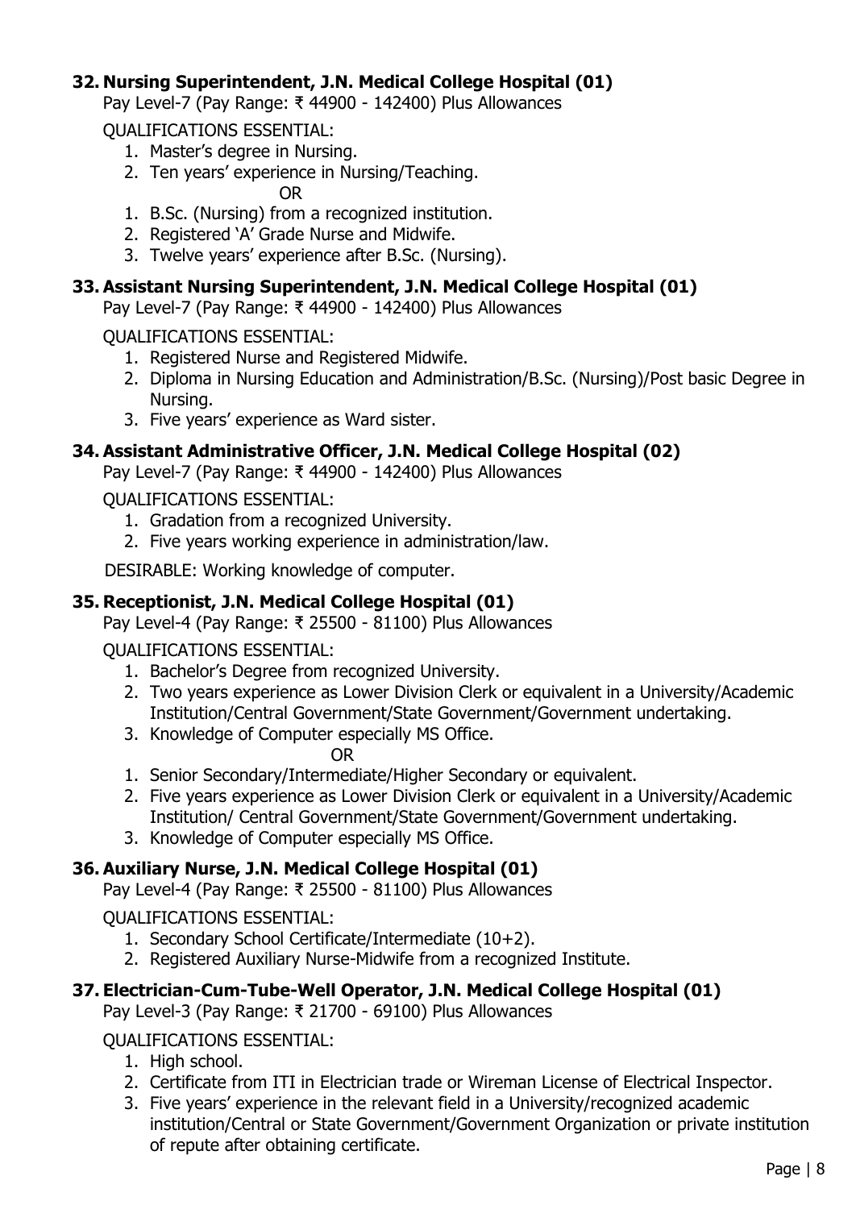### 32. Nursing Superintendent, J.N. Medical College Hospital (01)

Pay Level-7 (Pay Range: ₹ 44900 - 142400) Plus Allowances

QUALIFICATIONS ESSENTIAL:

1. Master's degree in Nursing.
2. Ten years' experience in Nursing/Teaching.

OR

1. B.Sc. (Nursing) from a recognized institution.
2. Registered 'A' Grade Nurse and Midwife.
3. Twelve years' experience after B.Sc. (Nursing).

### 33. Assistant Nursing Superintendent, J.N. Medical College Hospital (01)

Pay Level-7 (Pay Range: ₹ 44900 - 142400) Plus Allowances

QUALIFICATIONS ESSENTIAL:

1. Registered Nurse and Registered Midwife.
2. Diploma in Nursing Education and Administration/B.Sc. (Nursing)/Post basic Degree in Nursing.
3. Five years' experience as Ward sister.

### 34. Assistant Administrative Officer, J.N. Medical College Hospital (02)

Pay Level-7 (Pay Range: ₹ 44900 - 142400) Plus Allowances

QUALIFICATIONS ESSENTIAL:

1. Gradation from a recognized University.
2. Five years working experience in administration/law.

DESIRABLE: Working knowledge of computer.

### 35. Receptionist, J.N. Medical College Hospital (01)

Pay Level-4 (Pay Range: ₹ 25500 - 81100) Plus Allowances

QUALIFICATIONS ESSENTIAL:

1. Bachelor's Degree from recognized University.
2. Two years experience as Lower Division Clerk or equivalent in a University/Academic Institution/Central Government/State Government/Government undertaking.
3. Knowledge of Computer especially MS Office.

OR

1. Senior Secondary/Intermediate/Higher Secondary or equivalent.
2. Five years experience as Lower Division Clerk or equivalent in a University/Academic Institution/ Central Government/State Government/Government undertaking.
3. Knowledge of Computer especially MS Office.

### 36. Auxiliary Nurse, J.N. Medical College Hospital (01)

Pay Level-4 (Pay Range: ₹ 25500 - 81100) Plus Allowances

QUALIFICATIONS ESSENTIAL:

1. Secondary School Certificate/Intermediate (10+2).
2. Registered Auxiliary Nurse-Midwife from a recognized Institute.

### 37. Electrician-Cum-Tube-Well Operator, J.N. Medical College Hospital (01)

Pay Level-3 (Pay Range: ₹ 21700 - 69100) Plus Allowances

QUALIFICATIONS ESSENTIAL:

1. High school.
2. Certificate from ITI in Electrician trade or Wireman License of Electrical Inspector.
3. Five years' experience in the relevant field in a University/recognized academic institution/Central or State Government/Government Organization or private institution of repute after obtaining certificate.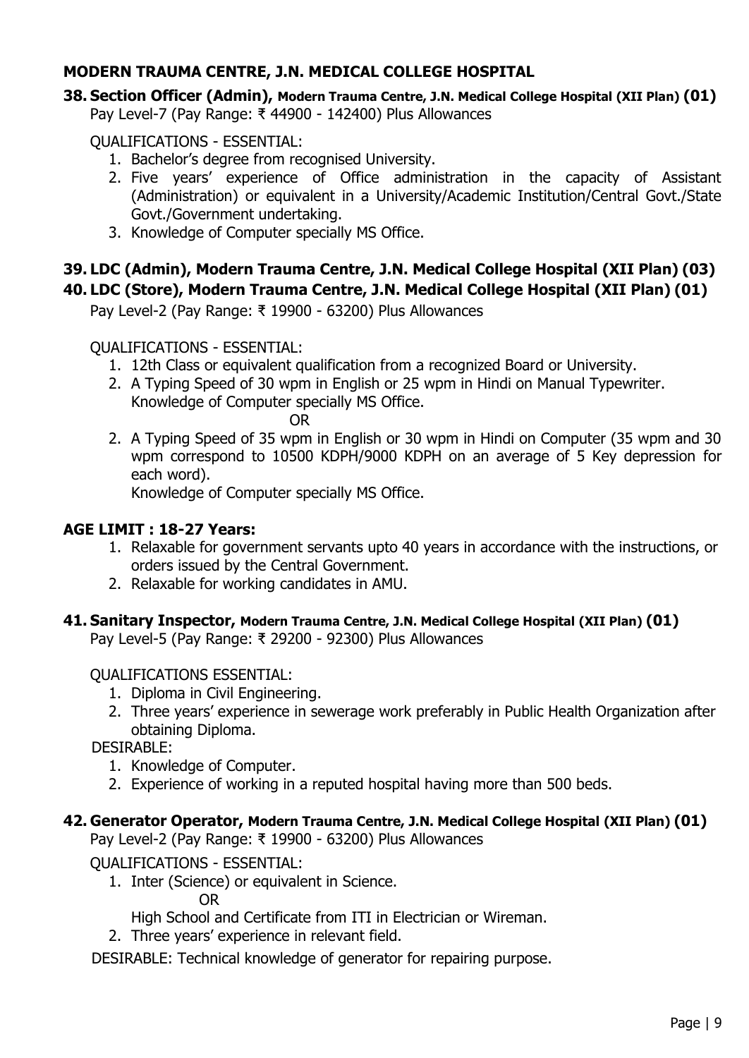## MODERN TRAUMA CENTRE, J.N. MEDICAL COLLEGE HOSPITAL

### 38. Section Officer (Admin), Modern Trauma Centre, J.N. Medical College Hospital (XII Plan) (01)

Pay Level-7 (Pay Range: ₹ 44900 - 142400) Plus Allowances

QUALIFICATIONS - ESSENTIAL:

1. Bachelor's degree from recognised University.
2. Five years' experience of Office administration in the capacity of Assistant (Administration) or equivalent in a University/Academic Institution/Central Govt./State Govt./Government undertaking.
3. Knowledge of Computer specially MS Office.

### 39. LDC (Admin), Modern Trauma Centre, J.N. Medical College Hospital (XII Plan) (03)

### 40. LDC (Store), Modern Trauma Centre, J.N. Medical College Hospital (XII Plan) (01)

Pay Level-2 (Pay Range: ₹ 19900 - 63200) Plus Allowances

QUALIFICATIONS - ESSENTIAL:

1. 12th Class or equivalent qualification from a recognized Board or University.
2. A Typing Speed of 30 wpm in English or 25 wpm in Hindi on Manual Typewriter. Knowledge of Computer specially MS Office.

   OR

2. A Typing Speed of 35 wpm in English or 30 wpm in Hindi on Computer (35 wpm and 30 wpm correspond to 10500 KDPH/9000 KDPH on an average of 5 Key depression for each word).
   Knowledge of Computer specially MS Office.

**AGE LIMIT : 18-27 Years:**

1. Relaxable for government servants upto 40 years in accordance with the instructions, or orders issued by the Central Government.
2. Relaxable for working candidates in AMU.

### 41. Sanitary Inspector, Modern Trauma Centre, J.N. Medical College Hospital (XII Plan) (01)

Pay Level-5 (Pay Range: ₹ 29200 - 92300) Plus Allowances

QUALIFICATIONS ESSENTIAL:

1. Diploma in Civil Engineering.
2. Three years' experience in sewerage work preferably in Public Health Organization after obtaining Diploma.

DESIRABLE:

1. Knowledge of Computer.
2. Experience of working in a reputed hospital having more than 500 beds.

### 42. Generator Operator, Modern Trauma Centre, J.N. Medical College Hospital (XII Plan) (01)

Pay Level-2 (Pay Range: ₹ 19900 - 63200) Plus Allowances

QUALIFICATIONS - ESSENTIAL:

1. Inter (Science) or equivalent in Science.

   OR

   High School and Certificate from ITI in Electrician or Wireman.
2. Three years' experience in relevant field.

DESIRABLE: Technical knowledge of generator for repairing purpose.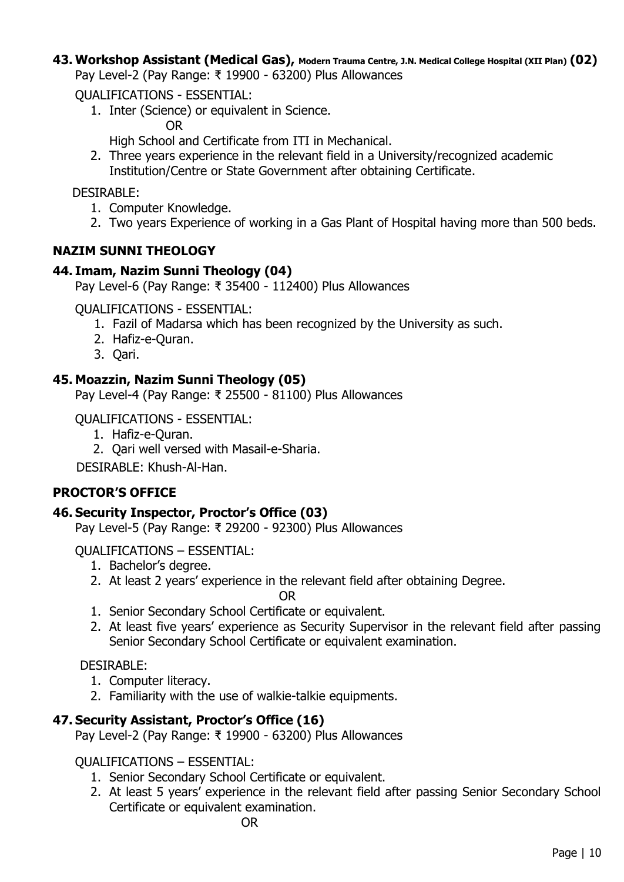### 43. Workshop Assistant (Medical Gas), Modern Trauma Centre, J.N. Medical College Hospital (XII Plan) (02)

Pay Level-2 (Pay Range: ₹ 19900 - 63200) Plus Allowances

QUALIFICATIONS - ESSENTIAL:

1. Inter (Science) or equivalent in Science.

   OR

   High School and Certificate from ITI in Mechanical.
2. Three years experience in the relevant field in a University/recognized academic Institution/Centre or State Government after obtaining Certificate.

DESIRABLE:

1. Computer Knowledge.
2. Two years Experience of working in a Gas Plant of Hospital having more than 500 beds.

## NAZIM SUNNI THEOLOGY

### 44. Imam, Nazim Sunni Theology (04)

Pay Level-6 (Pay Range: ₹ 35400 - 112400) Plus Allowances

QUALIFICATIONS - ESSENTIAL:

1. Fazil of Madarsa which has been recognized by the University as such.
2. Hafiz-e-Quran.
3. Qari.

### 45. Moazzin, Nazim Sunni Theology (05)

Pay Level-4 (Pay Range: ₹ 25500 - 81100) Plus Allowances

QUALIFICATIONS - ESSENTIAL:

1. Hafiz-e-Quran.
2. Qari well versed with Masail-e-Sharia.

DESIRABLE: Khush-Al-Han.

## PROCTOR'S OFFICE

### 46. Security Inspector, Proctor's Office (03)

Pay Level-5 (Pay Range: ₹ 29200 - 92300) Plus Allowances

QUALIFICATIONS – ESSENTIAL:

1. Bachelor's degree.
2. At least 2 years' experience in the relevant field after obtaining Degree.

OR

1. Senior Secondary School Certificate or equivalent.
2. At least five years' experience as Security Supervisor in the relevant field after passing Senior Secondary School Certificate or equivalent examination.

DESIRABLE:

1. Computer literacy.
2. Familiarity with the use of walkie-talkie equipments.

### 47. Security Assistant, Proctor's Office (16)

Pay Level-2 (Pay Range: ₹ 19900 - 63200) Plus Allowances

QUALIFICATIONS – ESSENTIAL:

1. Senior Secondary School Certificate or equivalent.
2. At least 5 years' experience in the relevant field after passing Senior Secondary School Certificate or equivalent examination.

OR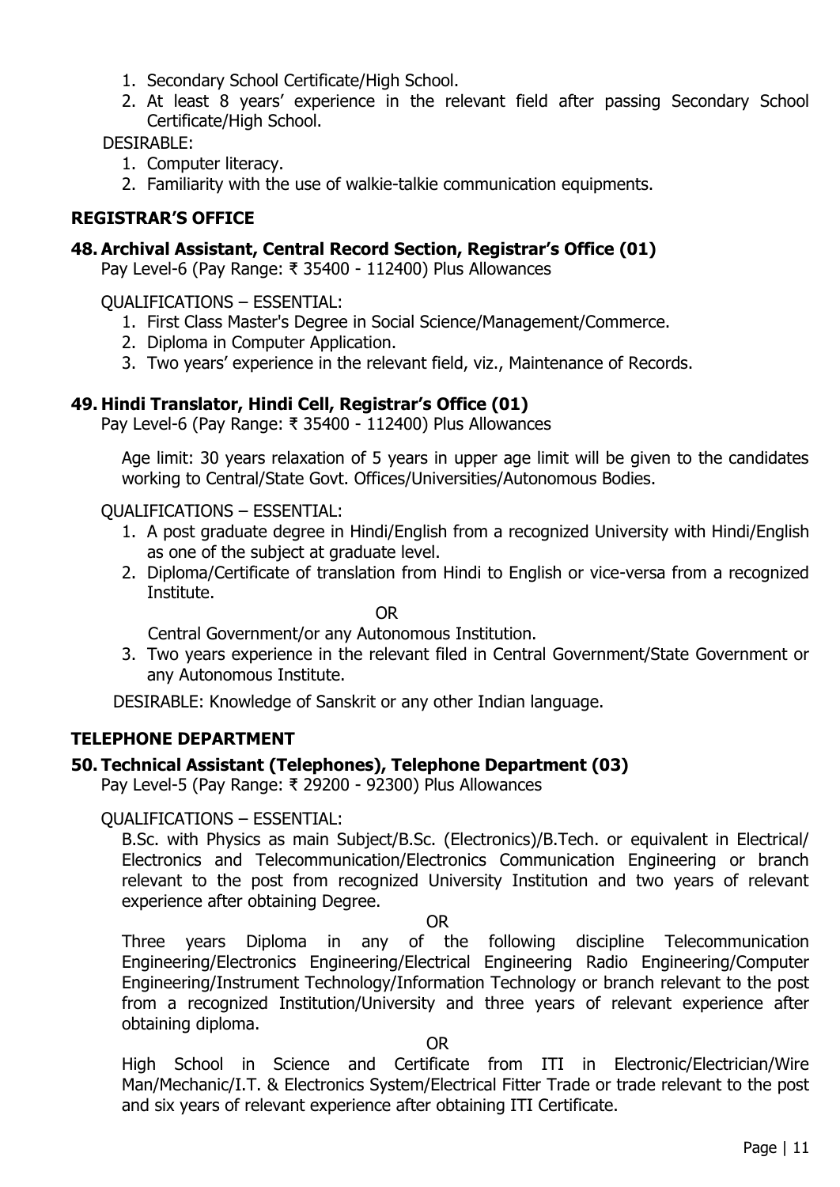1. Secondary School Certificate/High School.
2. At least 8 years' experience in the relevant field after passing Secondary School Certificate/High School.

DESIRABLE:

1. Computer literacy.
2. Familiarity with the use of walkie-talkie communication equipments.

## REGISTRAR'S OFFICE

### 48. Archival Assistant, Central Record Section, Registrar's Office (01)

Pay Level-6 (Pay Range: ₹ 35400 - 112400) Plus Allowances

QUALIFICATIONS – ESSENTIAL:

1. First Class Master's Degree in Social Science/Management/Commerce.
2. Diploma in Computer Application.
3. Two years' experience in the relevant field, viz., Maintenance of Records.

### 49. Hindi Translator, Hindi Cell, Registrar's Office (01)

Pay Level-6 (Pay Range: ₹ 35400 - 112400) Plus Allowances

Age limit: 30 years relaxation of 5 years in upper age limit will be given to the candidates working to Central/State Govt. Offices/Universities/Autonomous Bodies.

QUALIFICATIONS – ESSENTIAL:

1. A post graduate degree in Hindi/English from a recognized University with Hindi/English as one of the subject at graduate level.
2. Diploma/Certificate of translation from Hindi to English or vice-versa from a recognized Institute.

   OR

   Central Government/or any Autonomous Institution.
3. Two years experience in the relevant filed in Central Government/State Government or any Autonomous Institute.

DESIRABLE: Knowledge of Sanskrit or any other Indian language.

## TELEPHONE DEPARTMENT

### 50. Technical Assistant (Telephones), Telephone Department (03)

Pay Level-5 (Pay Range: ₹ 29200 - 92300) Plus Allowances

QUALIFICATIONS – ESSENTIAL:

B.Sc. with Physics as main Subject/B.Sc. (Electronics)/B.Tech. or equivalent in Electrical/ Electronics and Telecommunication/Electronics Communication Engineering or branch relevant to the post from recognized University Institution and two years of relevant experience after obtaining Degree.

OR

Three years Diploma in any of the following discipline Telecommunication Engineering/Electronics Engineering/Electrical Engineering Radio Engineering/Computer Engineering/Instrument Technology/Information Technology or branch relevant to the post from a recognized Institution/University and three years of relevant experience after obtaining diploma.

OR

High School in Science and Certificate from ITI in Electronic/Electrician/Wire Man/Mechanic/I.T. & Electronics System/Electrical Fitter Trade or trade relevant to the post and six years of relevant experience after obtaining ITI Certificate.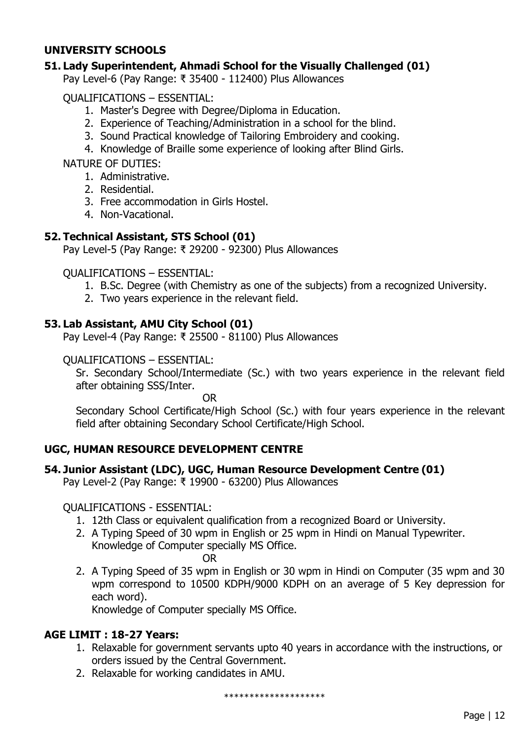## UNIVERSITY SCHOOLS

### 51. Lady Superintendent, Ahmadi School for the Visually Challenged (01)

Pay Level-6 (Pay Range: ₹ 35400 - 112400) Plus Allowances

QUALIFICATIONS – ESSENTIAL:

1. Master's Degree with Degree/Diploma in Education.
2. Experience of Teaching/Administration in a school for the blind.
3. Sound Practical knowledge of Tailoring Embroidery and cooking.
4. Knowledge of Braille some experience of looking after Blind Girls.

NATURE OF DUTIES:

1. Administrative.
2. Residential.
3. Free accommodation in Girls Hostel.
4. Non-Vacational.

### 52. Technical Assistant, STS School (01)

Pay Level-5 (Pay Range: ₹ 29200 - 92300) Plus Allowances

QUALIFICATIONS – ESSENTIAL:

1. B.Sc. Degree (with Chemistry as one of the subjects) from a recognized University.
2. Two years experience in the relevant field.

### 53. Lab Assistant, AMU City School (01)

Pay Level-4 (Pay Range: ₹ 25500 - 81100) Plus Allowances

QUALIFICATIONS – ESSENTIAL:

Sr. Secondary School/Intermediate (Sc.) with two years experience in the relevant field after obtaining SSS/Inter.

OR

Secondary School Certificate/High School (Sc.) with four years experience in the relevant field after obtaining Secondary School Certificate/High School.

## UGC, HUMAN RESOURCE DEVELOPMENT CENTRE

### 54. Junior Assistant (LDC), UGC, Human Resource Development Centre (01)

Pay Level-2 (Pay Range: ₹ 19900 - 63200) Plus Allowances

QUALIFICATIONS - ESSENTIAL:

1. 12th Class or equivalent qualification from a recognized Board or University.
2. A Typing Speed of 30 wpm in English or 25 wpm in Hindi on Manual Typewriter. Knowledge of Computer specially MS Office.

   OR

2. A Typing Speed of 35 wpm in English or 30 wpm in Hindi on Computer (35 wpm and 30 wpm correspond to 10500 KDPH/9000 KDPH on an average of 5 Key depression for each word).
   Knowledge of Computer specially MS Office.

## AGE LIMIT : 18-27 Years:

1. Relaxable for government servants upto 40 years in accordance with the instructions, or orders issued by the Central Government.
2. Relaxable for working candidates in AMU.

********************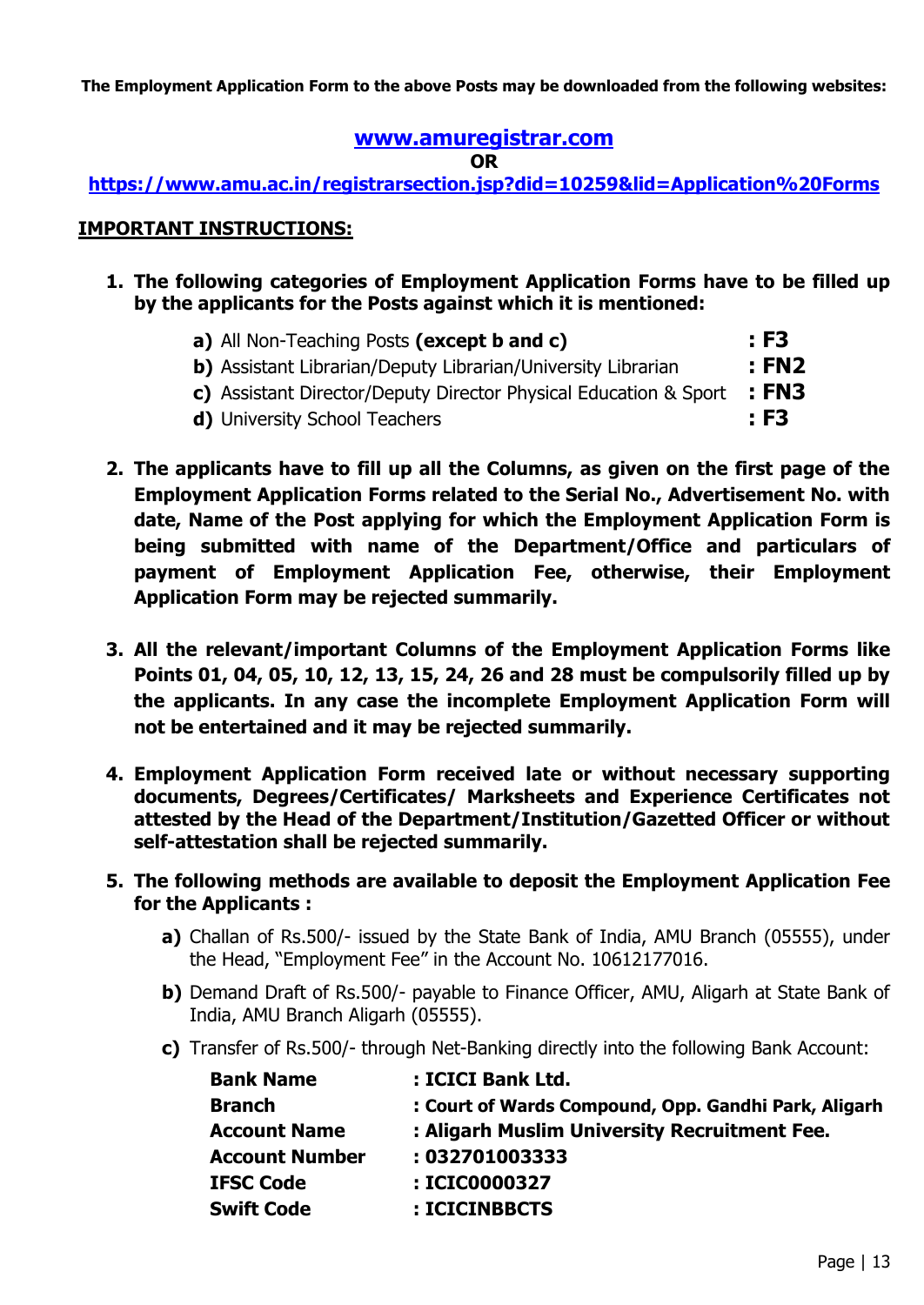**The Employment Application Form to the above Posts may be downloaded from the following websites:**

**[www.amuregistrar.com](http://www.amuregistrar.com)**

**OR**

**[https://www.amu.ac.in/registrarsection.jsp?did=10259&lid=Application%20Forms](https://www.amu.ac.in/registrarsection.jsp?did=10259&lid=Application%20Forms)**

**<u>IMPORTANT INSTRUCTIONS:</u>**

1. **The following categories of Employment Application Forms have to be filled up by the applicants for the Posts against which it is mentioned:**

   **a)** All Non-Teaching Posts **(except b and c)** **: F3**
   **b)** Assistant Librarian/Deputy Librarian/University Librarian **: FN2**
   **c)** Assistant Director/Deputy Director Physical Education & Sport **: FN3**
   **d)** University School Teachers **: F3**

2. **The applicants have to fill up all the Columns, as given on the first page of the Employment Application Forms related to the Serial No., Advertisement No. with date, Name of the Post applying for which the Employment Application Form is being submitted with name of the Department/Office and particulars of payment of Employment Application Fee, otherwise, their Employment Application Form may be rejected summarily.**

3. **All the relevant/important Columns of the Employment Application Forms like Points 01, 04, 05, 10, 12, 13, 15, 24, 26 and 28 must be compulsorily filled up by the applicants. In any case the incomplete Employment Application Form will not be entertained and it may be rejected summarily.**

4. **Employment Application Form received late or without necessary supporting documents, Degrees/Certificates/ Marksheets and Experience Certificates not attested by the Head of the Department/Institution/Gazetted Officer or without self-attestation shall be rejected summarily.**

5. **The following methods are available to deposit the Employment Application Fee for the Applicants :**

   **a)** Challan of Rs.500/- issued by the State Bank of India, AMU Branch (05555), under the Head, "Employment Fee" in the Account No. 10612177016.

   **b)** Demand Draft of Rs.500/- payable to Finance Officer, AMU, Aligarh at State Bank of India, AMU Branch Aligarh (05555).

   **c)** Transfer of Rs.500/- through Net-Banking directly into the following Bank Account:

   | | |
   |---|---|
   | **Bank Name** | **: ICICI Bank Ltd.** |
   | **Branch** | **: Court of Wards Compound, Opp. Gandhi Park, Aligarh** |
   | **Account Name** | **: Aligarh Muslim University Recruitment Fee.** |
   | **Account Number** | **: 032701003333** |
   | **IFSC Code** | **: ICIC0000327** |
   | **Swift Code** | **: ICICINBBCTS** |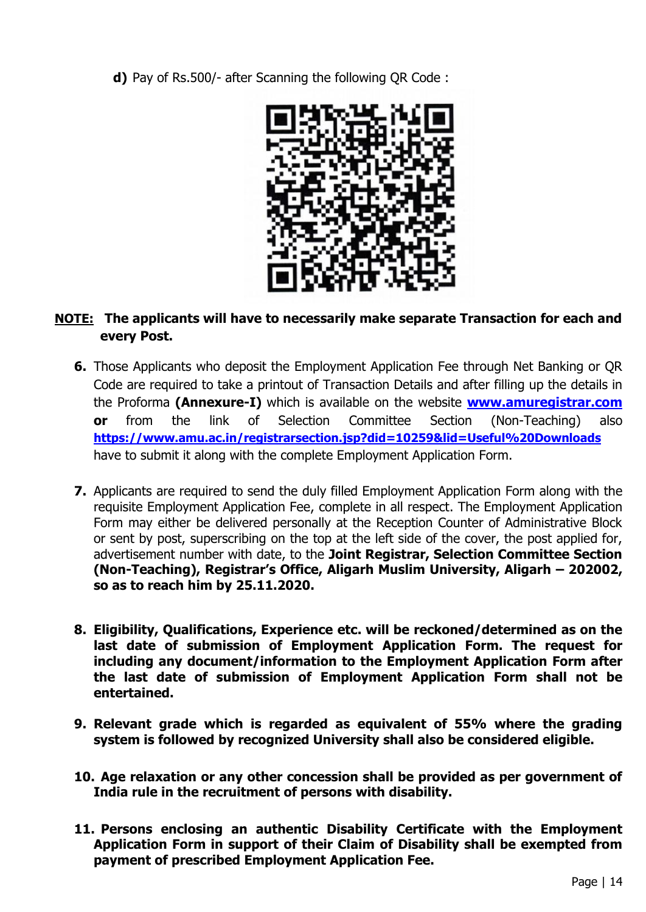**d)** Pay of Rs.500/- after Scanning the following QR Code :

**NOTE: The applicants will have to necessarily make separate Transaction for each and every Post.**

6. Those Applicants who deposit the Employment Application Fee through Net Banking or QR Code are required to take a printout of Transaction Details and after filling up the details in the Proforma **(Annexure-I)** which is available on the website **www.amuregistrar.com** **or** from the link of Selection Committee Section (Non-Teaching) also **https://www.amu.ac.in/registrarsection.jsp?did=10259&lid=Useful%20Downloads** have to submit it along with the complete Employment Application Form.

7. Applicants are required to send the duly filled Employment Application Form along with the requisite Employment Application Fee, complete in all respect. The Employment Application Form may either be delivered personally at the Reception Counter of Administrative Block or sent by post, superscribing on the top at the left side of the cover, the post applied for, advertisement number with date, to the **Joint Registrar, Selection Committee Section (Non-Teaching), Registrar's Office, Aligarh Muslim University, Aligarh – 202002, so as to reach him by 25.11.2020.**

8. **Eligibility, Qualifications, Experience etc. will be reckoned/determined as on the last date of submission of Employment Application Form. The request for including any document/information to the Employment Application Form after the last date of submission of Employment Application Form shall not be entertained.**

9. **Relevant grade which is regarded as equivalent of 55% where the grading system is followed by recognized University shall also be considered eligible.**

10. **Age relaxation or any other concession shall be provided as per government of India rule in the recruitment of persons with disability.**

11. **Persons enclosing an authentic Disability Certificate with the Employment Application Form in support of their Claim of Disability shall be exempted from payment of prescribed Employment Application Fee.**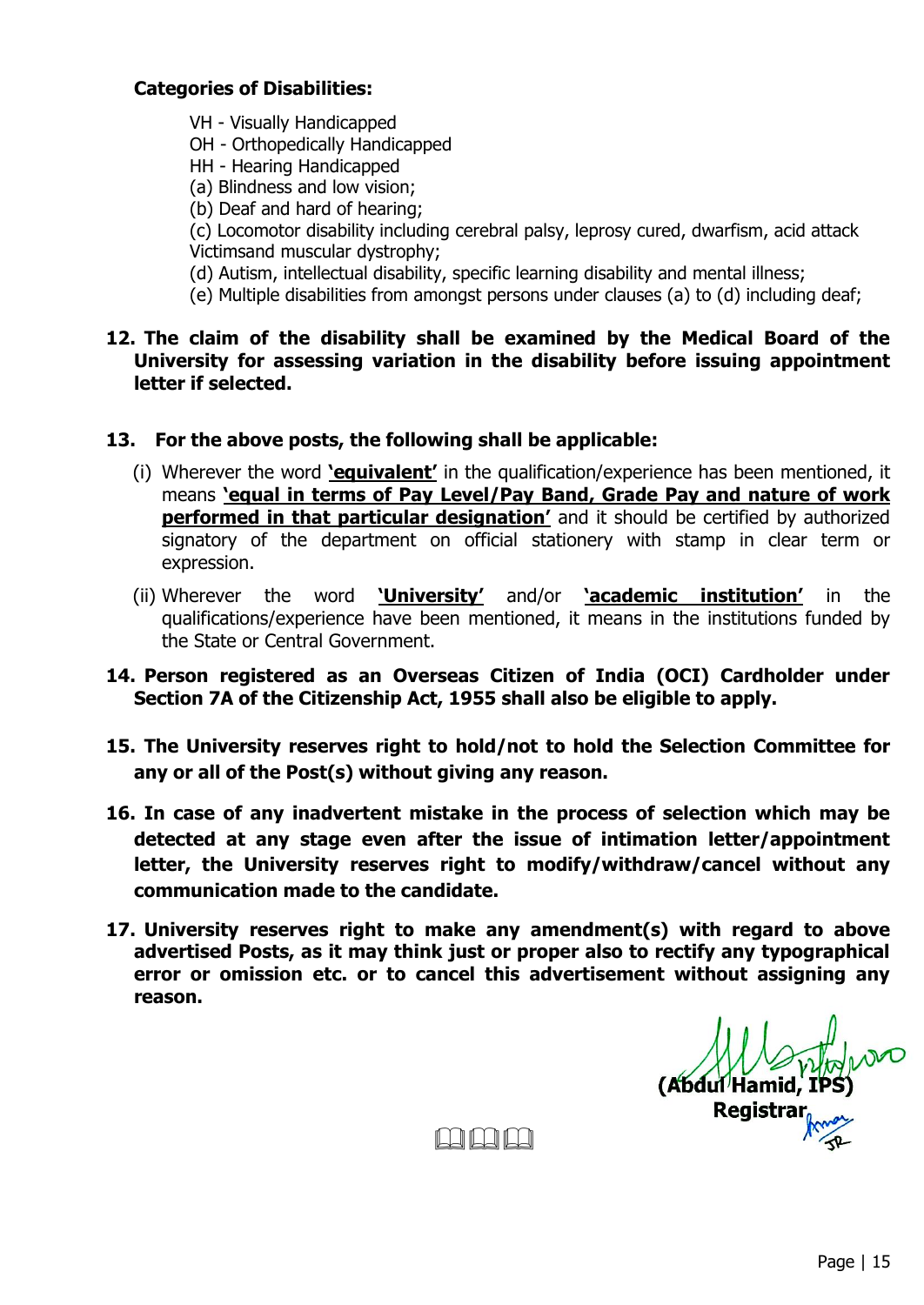**Categories of Disabilities:**

VH - Visually Handicapped
OH - Orthopedically Handicapped
HH - Hearing Handicapped
(a) Blindness and low vision;
(b) Deaf and hard of hearing;
(c) Locomotor disability including cerebral palsy, leprosy cured, dwarfism, acid attack Victimsand muscular dystrophy;
(d) Autism, intellectual disability, specific learning disability and mental illness;
(e) Multiple disabilities from amongst persons under clauses (a) to (d) including deaf;

**12. The claim of the disability shall be examined by the Medical Board of the University for assessing variation in the disability before issuing appointment letter if selected.**

**13. For the above posts, the following shall be applicable:**

(i) Wherever the word **<u>'equivalent'</u>** in the qualification/experience has been mentioned, it means **<u>'equal in terms of Pay Level/Pay Band, Grade Pay and nature of work performed in that particular designation'</u>** and it should be certified by authorized signatory of the department on official stationery with stamp in clear term or expression.

(ii) Wherever the word **<u>'University'</u>** and/or **<u>'academic institution'</u>** in the qualifications/experience have been mentioned, it means in the institutions funded by the State or Central Government.

**14. Person registered as an Overseas Citizen of India (OCI) Cardholder under Section 7A of the Citizenship Act, 1955 shall also be eligible to apply.**

**15. The University reserves right to hold/not to hold the Selection Committee for any or all of the Post(s) without giving any reason.**

**16. In case of any inadvertent mistake in the process of selection which may be detected at any stage even after the issue of intimation letter/appointment letter, the University reserves right to modify/withdraw/cancel without any communication made to the candidate.**

**17. University reserves right to make any amendment(s) with regard to above advertised Posts, as it may think just or proper also to rectify any typographical error or omission etc. or to cancel this advertisement without assigning any reason.**

**(Abdul Hamid, IPS)**
**Registrar**